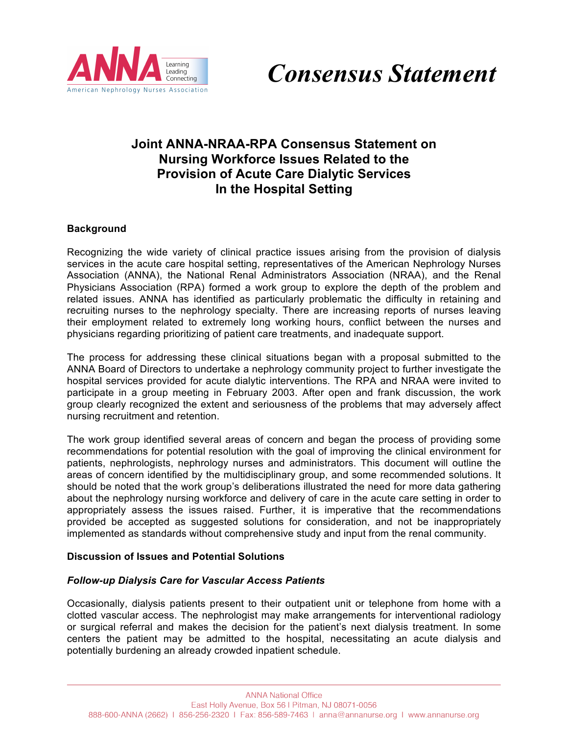# Consensus Statement

## Joint ANNA-NRAA-RPA Consensus Statement on Nursing Workforce Issues Related to the Provision of Acute Care Dialytic Services In the Hospital Setting

### Background

Recognizing the wide variety of clinical practice issues arising from the provision of dialysis services in the acute care hospital setting, representatives of the American Nephrology Nurses Association (ANNA), the National Renal Administrators Association (NRAA), and the Renal Physicians Association (RPA) formed a work group to explore the depth of the problem and related issues. ANNA has identified as particularly problematic the difficulty in retaining and recruiting nurses to the nephrology specialty. There are increasing reports of nurses leaving their employment related to extremely long working hours, conflict between the nurses and physicians regarding prioritizing of patient care treatments, and inadequate support.

The process for addressing these clinical situations began with a proposal submitted to the ANNA Board of Directors to undertake a nephrology community project to further investigate the hospital services provided for acute dialytic interventions. The RPA and NRAA were invited to participate in a group meeting in February 2003. After open and frank discussion, the work group clearly recognized the extent and seriousness of the problems that may adversely affect nursing recruitment and retention.

The work group identified several areas of concern and began the process of providing some recommendations for potential resolution with the goal of improving the clinical environment for patients, nephrologists, nephrology nurses and administrators. This document will outline the areas of concern identified by the multidisciplinary group, and some recommended solutions. It should be noted that the work group's deliberations illustrated the need for more data gathering about the nephrology nursing workforce and delivery of care in the acute care setting in order to appropriately assess the issues raised. Further, it is imperative that the recommendations provided be accepted as suggested solutions for consideration, and not be inappropriately implemented as standards without comprehensive study and input from the renal community.

### Discussion of Issues and Potential Solutions

#### *Follow-up Dialysis Care for Vascular Access Patients*

Occasionally, dialysis patients present to their outpatient unit or telephone from home with a clotted vascular access. The nephrologist may make arrangements for interventional radiology or surgical referral and makes the decision for the patient's next dialysis treatment. In some centers the patient may be admitted to the hospital, necessitating an acute dialysis and potentially burdening an already crowded inpatient schedule.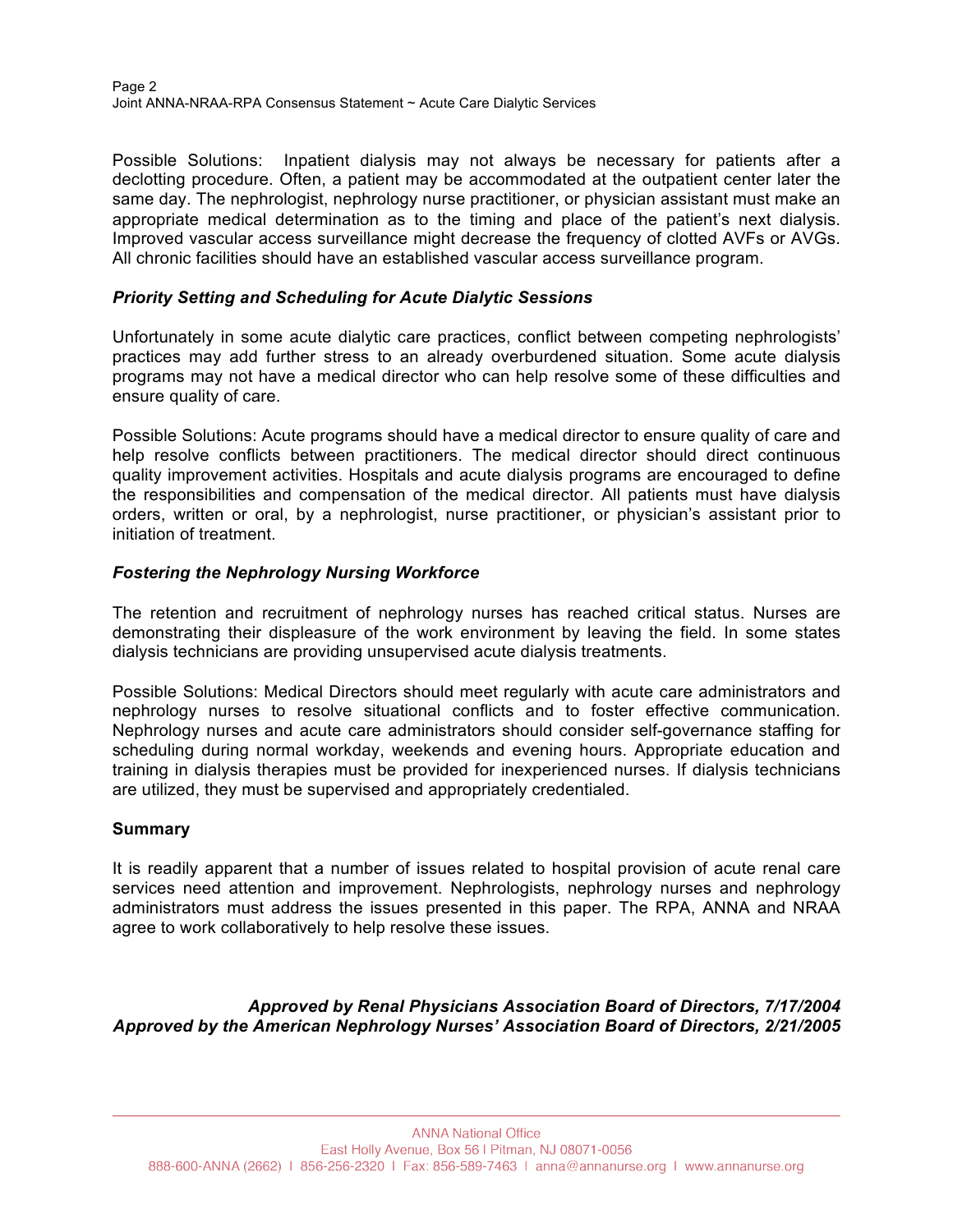Possible Solutions: Inpatient dialysis may not always be necessary for patients after a declotting procedure. Often, a patient may be accommodated at the outpatient center later the same day. The nephrologist, nephrology nurse practitioner, or physician assistant must make an appropriate medical determination as to the timing and place of the patient's next dialysis. Improved vascular access surveillance might decrease the frequency of clotted AVFs or AVGs. All chronic facilities should have an established vascular access surveillance program.

### *Priority Setting and Scheduling for Acute Dialytic Sessions*

Unfortunately in some acute dialytic care practices, conflict between competing nephrologists' practices may add further stress to an already overburdened situation. Some acute dialysis programs may not have a medical director who can help resolve some of these difficulties and ensure quality of care.

Possible Solutions: Acute programs should have a medical director to ensure quality of care and help resolve conflicts between practitioners. The medical director should direct continuous quality improvement activities. Hospitals and acute dialysis programs are encouraged to define the responsibilities and compensation of the medical director. All patients must have dialysis orders, written or oral, by a nephrologist, nurse practitioner, or physician's assistant prior to initiation of treatment.

### *Fostering the Nephrology Nursing Workforce*

The retention and recruitment of nephrology nurses has reached critical status. Nurses are demonstrating their displeasure of the work environment by leaving the field. In some states dialysis technicians are providing unsupervised acute dialysis treatments.

Possible Solutions: Medical Directors should meet regularly with acute care administrators and nephrology nurses to resolve situational conflicts and to foster effective communication. Nephrology nurses and acute care administrators should consider self-governance staffing for scheduling during normal workday, weekends and evening hours. Appropriate education and training in dialysis therapies must be provided for inexperienced nurses. If dialysis technicians are utilized, they must be supervised and appropriately credentialed.

### **Summary**

It is readily apparent that a number of issues related to hospital provision of acute renal care services need attention and improvement. Nephrologists, nephrology nurses and nephrology administrators must address the issues presented in this paper. The RPA, ANNA and NRAA agree to work collaboratively to help resolve these issues.

***Approved by Renal Physicians Association Board of Directors, 7/17/2004***
***Approved by the American Nephrology Nurses' Association Board of Directors, 2/21/2005***

ANNA National Office
East Holly Avenue, Box 56 I Pitman, NJ 08071-0056
888-600-ANNA (2662) I 856-256-2320 I Fax: 856-589-7463 I anna@annanurse.org I www.annanurse.org